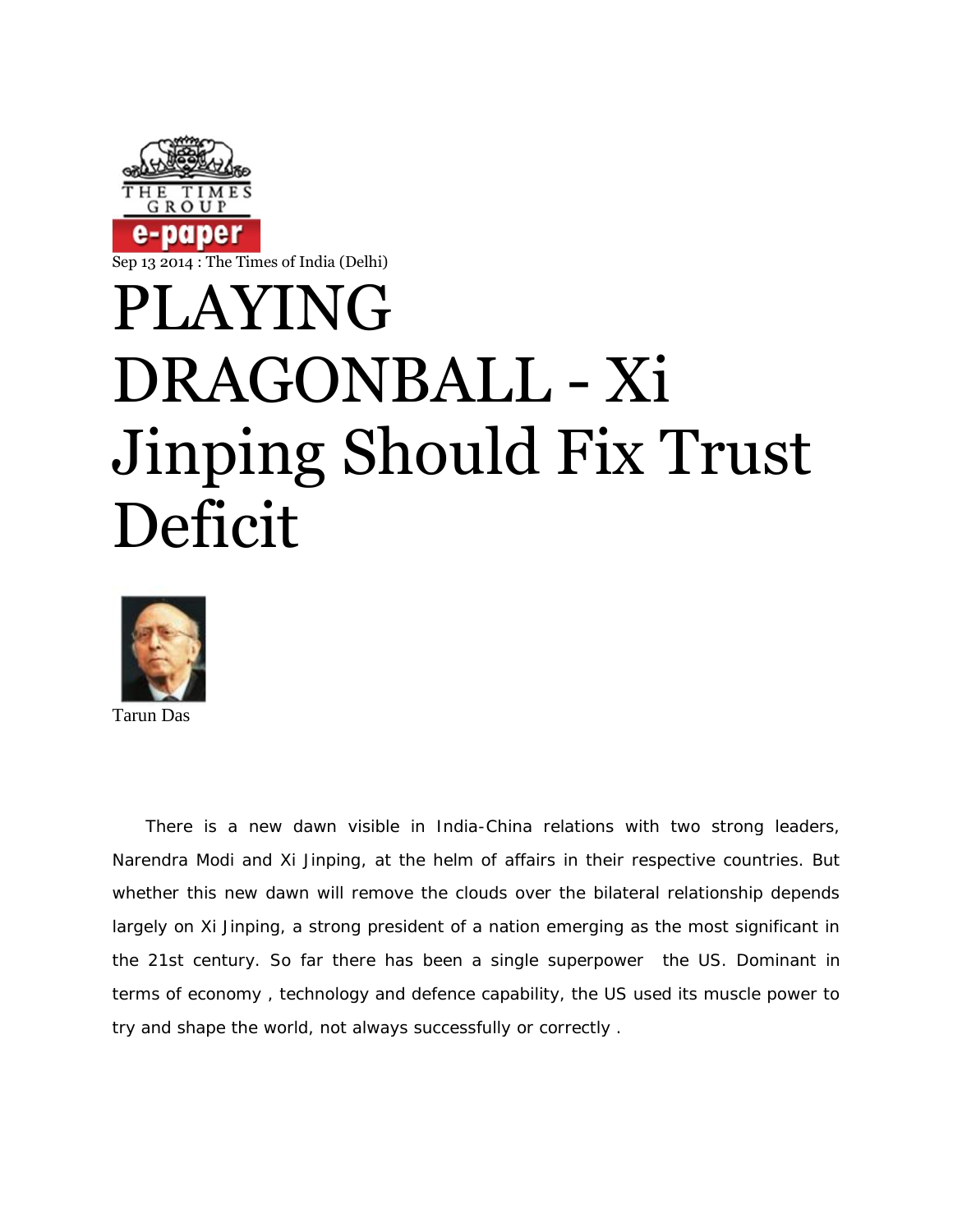Sep 13 2014 : The Times of India (Delhi)

# PLAYING DRAGONBALL - Xi Jinping Should Fix Trust Deficit

Tarun Das

There is a new dawn visible in India-China relations with two strong leaders, Narendra Modi and Xi Jinping, at the helm of affairs in their respective countries. But whether this new dawn will remove the clouds over the bilateral relationship depends largely on Xi Jinping, a strong president of a nation emerging as the most significant in the 21st century. So far there has been a single superpower the US. Dominant in terms of economy , technology and defence capability, the US used its muscle power to try and shape the world, not always successfully or correctly .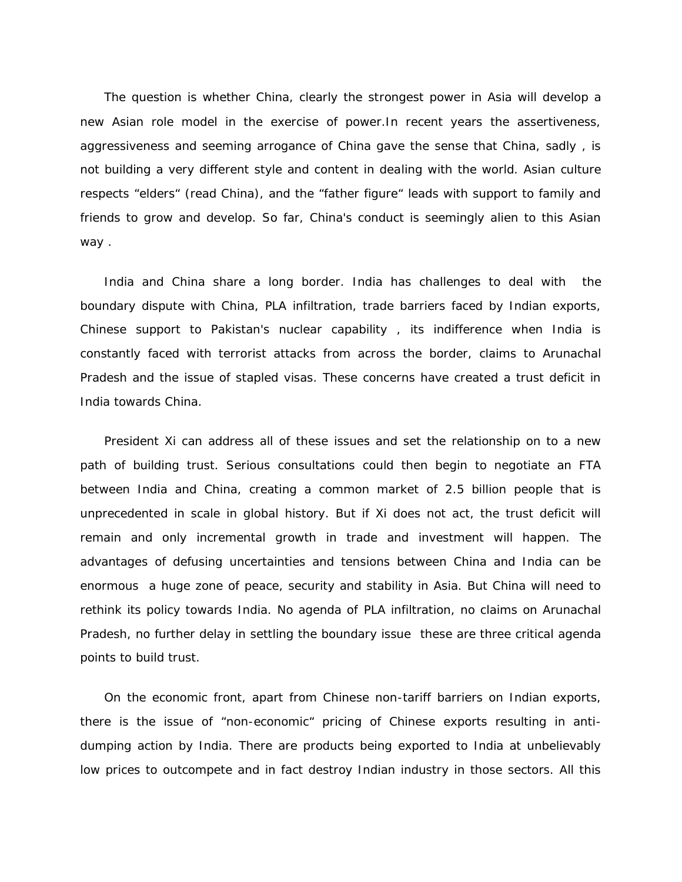The question is whether China, clearly the strongest power in Asia will develop a new Asian role model in the exercise of power.In recent years the assertiveness, aggressiveness and seeming arrogance of China gave the sense that China, sadly , is not building a very different style and content in dealing with the world. Asian culture respects "elders" (read China), and the "father figure" leads with support to family and friends to grow and develop. So far, China's conduct is seemingly alien to this Asian way .

India and China share a long border. India has challenges to deal with the boundary dispute with China, PLA infiltration, trade barriers faced by Indian exports, Chinese support to Pakistan's nuclear capability , its indifference when India is constantly faced with terrorist attacks from across the border, claims to Arunachal Pradesh and the issue of stapled visas. These concerns have created a trust deficit in India towards China.

President Xi can address all of these issues and set the relationship on to a new path of building trust. Serious consultations could then begin to negotiate an FTA between India and China, creating a common market of 2.5 billion people that is unprecedented in scale in global history. But if Xi does not act, the trust deficit will remain and only incremental growth in trade and investment will happen. The advantages of defusing uncertainties and tensions between China and India can be enormous a huge zone of peace, security and stability in Asia. But China will need to rethink its policy towards India. No agenda of PLA infiltration, no claims on Arunachal Pradesh, no further delay in settling the boundary issue these are three critical agenda points to build trust.

On the economic front, apart from Chinese non-tariff barriers on Indian exports, there is the issue of "non-economic" pricing of Chinese exports resulting in anti-dumping action by India. There are products being exported to India at unbelievably low prices to outcompete and in fact destroy Indian industry in those sectors. All this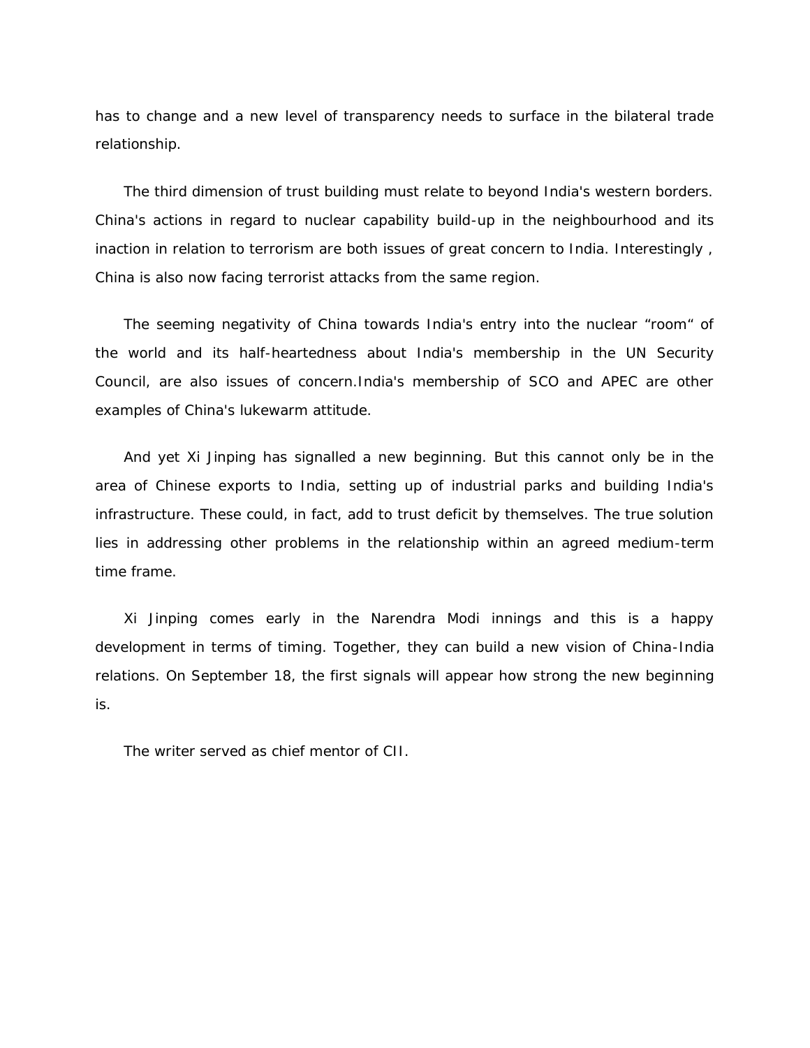has to change and a new level of transparency needs to surface in the bilateral trade relationship.

The third dimension of trust building must relate to beyond India's western borders. China's actions in regard to nuclear capability build-up in the neighbourhood and its inaction in relation to terrorism are both issues of great concern to India. Interestingly , China is also now facing terrorist attacks from the same region.

The seeming negativity of China towards India's entry into the nuclear "room" of the world and its half-heartedness about India's membership in the UN Security Council, are also issues of concern.India's membership of SCO and APEC are other examples of China's lukewarm attitude.

And yet Xi Jinping has signalled a new beginning. But this cannot only be in the area of Chinese exports to India, setting up of industrial parks and building India's infrastructure. These could, in fact, add to trust deficit by themselves. The true solution lies in addressing other problems in the relationship within an agreed medium-term time frame.

Xi Jinping comes early in the Narendra Modi innings and this is a happy development in terms of timing. Together, they can build a new vision of China-India relations. On September 18, the first signals will appear how strong the new beginning is.

The writer served as chief mentor of CII.